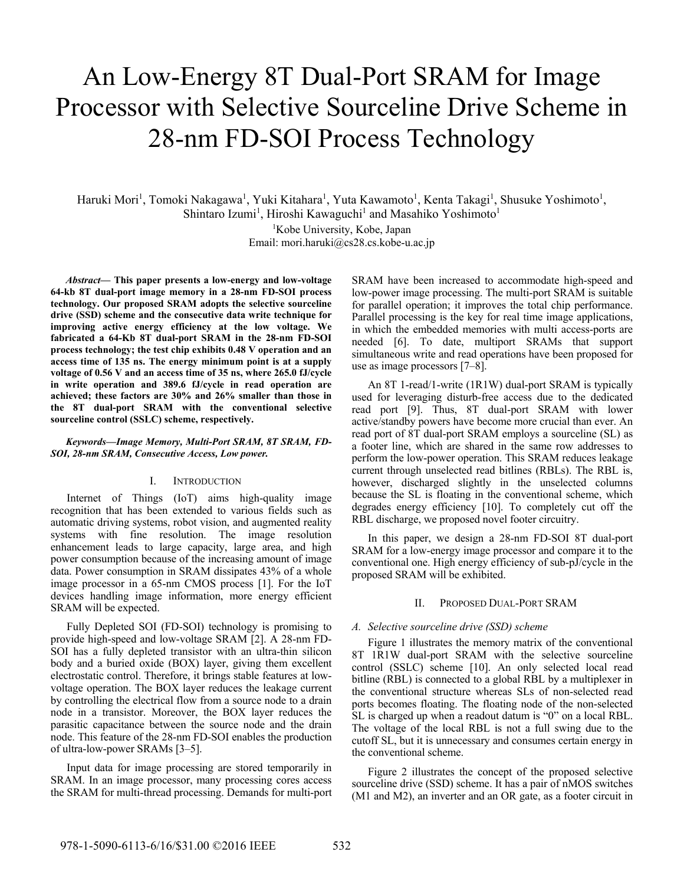# An Low-Energy 8T Dual-Port SRAM for Image Processor with Selective Sourceline Drive Scheme in 28-nm FD-SOI Process Technology

Haruki Mori[1], Tomoki Nakagawa[1], Yuki Kitahara[1], Yuta Kawamoto[1], Kenta Takagi[1], Shusuke Yoshimoto[1], Shintaro Izumi[1], Hiroshi Kawaguchi[1] and Masahiko Yoshimoto[1]

[1]Kobe University, Kobe, Japan
Email: mori.haruki@cs28.cs.kobe-u.ac.jp

***Abstract*— This paper presents a low-energy and low-voltage 64-kb 8T dual-port image memory in a 28-nm FD-SOI process technology. Our proposed SRAM adopts the selective sourceline drive (SSD) scheme and the consecutive data write technique for improving active energy efficiency at the low voltage. We fabricated a 64-Kb 8T dual-port SRAM in the 28-nm FD-SOI process technology; the test chip exhibits 0.48 V operation and an access time of 135 ns. The energy minimum point is at a supply voltage of 0.56 V and an access time of 35 ns, where 265.0 fJ/cycle in write operation and 389.6 fJ/cycle in read operation are achieved; these factors are 30% and 26% smaller than those in the 8T dual-port SRAM with the conventional selective sourceline control (SSLC) scheme, respectively.**

***Keywords—Image Memory, Multi-Port SRAM, 8T SRAM, FD-SOI, 28-nm SRAM, Consecutive Access, Low power.***

## I. Introduction

Internet of Things (IoT) aims high-quality image recognition that has been extended to various fields such as automatic driving systems, robot vision, and augmented reality systems with fine resolution. The image resolution enhancement leads to large capacity, large area, and high power consumption because of the increasing amount of image data. Power consumption in SRAM dissipates 43% of a whole image processor in a 65-nm CMOS process [1]. For the IoT devices handling image information, more energy efficient SRAM will be expected.

Fully Depleted SOI (FD-SOI) technology is promising to provide high-speed and low-voltage SRAM [2]. A 28-nm FD-SOI has a fully depleted transistor with an ultra-thin silicon body and a buried oxide (BOX) layer, giving them excellent electrostatic control. Therefore, it brings stable features at low-voltage operation. The BOX layer reduces the leakage current by controlling the electrical flow from a source node to a drain node in a transistor. Moreover, the BOX layer reduces the parasitic capacitance between the source node and the drain node. This feature of the 28-nm FD-SOI enables the production of ultra-low-power SRAMs [3–5].

Input data for image processing are stored temporarily in SRAM. In an image processor, many processing cores access the SRAM for multi-thread processing. Demands for multi-port SRAM have been increased to accommodate high-speed and low-power image processing. The multi-port SRAM is suitable for parallel operation; it improves the total chip performance. Parallel processing is the key for real time image applications, in which the embedded memories with multi access-ports are needed [6]. To date, multiport SRAMs that support simultaneous write and read operations have been proposed for use as image processors [7–8].

An 8T 1-read/1-write (1R1W) dual-port SRAM is typically used for leveraging disturb-free access due to the dedicated read port [9]. Thus, 8T dual-port SRAM with lower active/standby powers have become more crucial than ever. An read port of 8T dual-port SRAM employs a sourceline (SL) as a footer line, which are shared in the same row addresses to perform the low-power operation. This SRAM reduces leakage current through unselected read bitlines (RBLs). The RBL is, however, discharged slightly in the unselected columns because the SL is floating in the conventional scheme, which degrades energy efficiency [10]. To completely cut off the RBL discharge, we proposed novel footer circuitry.

In this paper, we design a 28-nm FD-SOI 8T dual-port SRAM for a low-energy image processor and compare it to the conventional one. High energy efficiency of sub-pJ/cycle in the proposed SRAM will be exhibited.

## II. Proposed Dual-Port SRAM

### *A. Selective sourceline drive (SSD) scheme*

Figure 1 illustrates the memory matrix of the conventional 8T 1R1W dual-port SRAM with the selective sourceline control (SSLC) scheme [10]. An only selected local read bitline (RBL) is connected to a global RBL by a multiplexer in the conventional structure whereas SLs of non-selected read ports becomes floating. The floating node of the non-selected SL is charged up when a readout datum is "0" on a local RBL. The voltage of the local RBL is not a full swing due to the cutoff SL, but it is unnecessary and consumes certain energy in the conventional scheme.

Figure 2 illustrates the concept of the proposed selective sourceline drive (SSD) scheme. It has a pair of nMOS switches (M1 and M2), an inverter and an OR gate, as a footer circuit in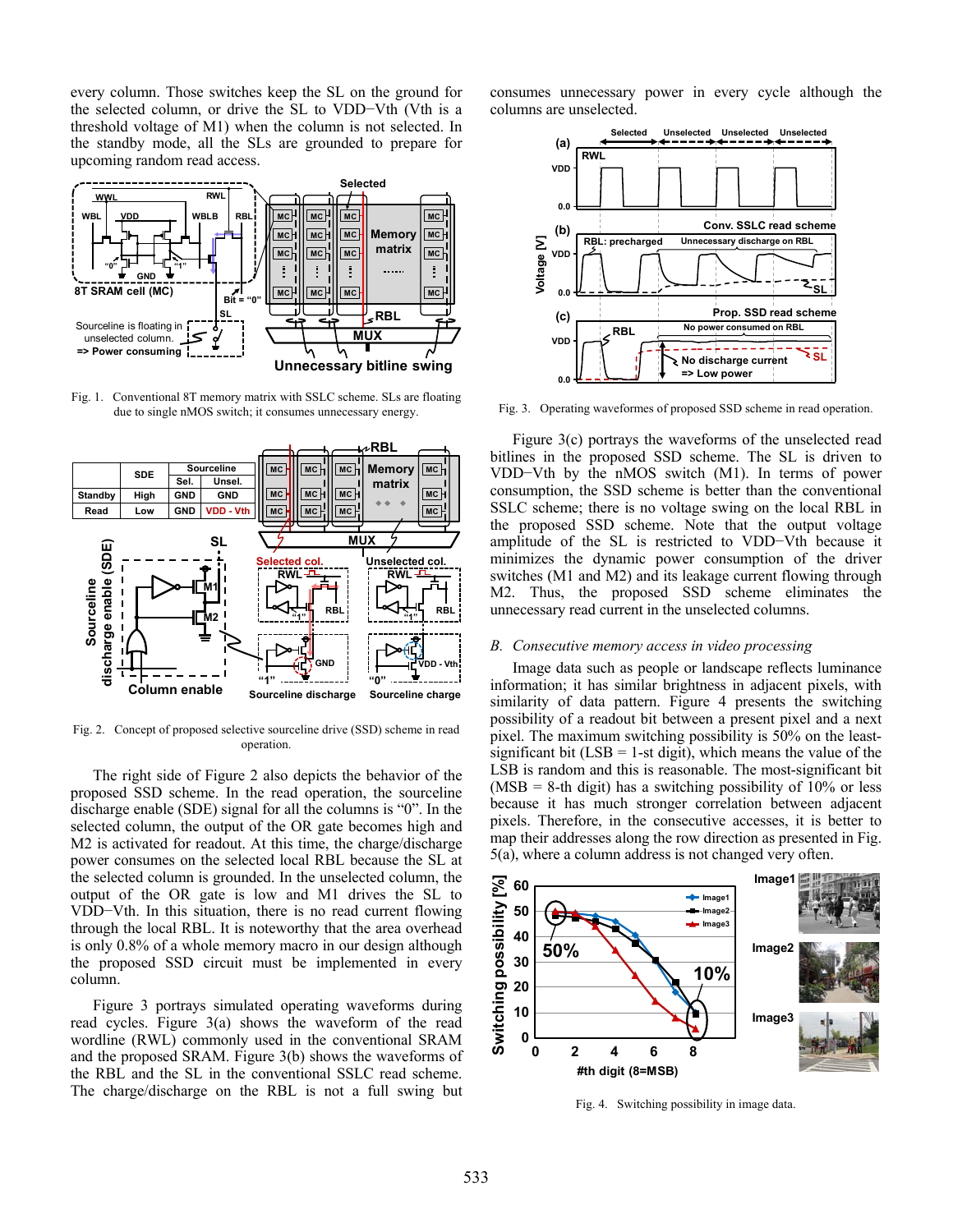every column. Those switches keep the SL on the ground for the selected column, or drive the SL to VDD−Vth (Vth is a threshold voltage of M1) when the column is not selected. In the standby mode, all the SLs are grounded to prepare for upcoming random read access.

Fig. 1. Conventional 8T memory matrix with SSLC scheme. SLs are floating due to single nMOS switch; it consumes unnecessary energy.

Fig. 2. Concept of proposed selective sourceline drive (SSD) scheme in read operation.

The right side of Figure 2 also depicts the behavior of the proposed SSD scheme. In the read operation, the sourceline discharge enable (SDE) signal for all the columns is "0". In the selected column, the output of the OR gate becomes high and M2 is activated for readout. At this time, the charge/discharge power consumes on the selected local RBL because the SL at the selected column is grounded. In the unselected column, the output of the OR gate is low and M1 drives the SL to VDD−Vth. In this situation, there is no read current flowing through the local RBL. It is noteworthy that the area overhead is only 0.8% of a whole memory macro in our design although the proposed SSD circuit must be implemented in every column.

Figure 3 portrays simulated operating waveforms during read cycles. Figure 3(a) shows the waveform of the read wordline (RWL) commonly used in the conventional SRAM and the proposed SRAM. Figure 3(b) shows the waveforms of the RBL and the SL in the conventional SSLC read scheme. The charge/discharge on the RBL is not a full swing but consumes unnecessary power in every cycle although the columns are unselected.

Fig. 3. Operating waveformes of proposed SSD scheme in read operation.

Figure 3(c) portrays the waveforms of the unselected read bitlines in the proposed SSD scheme. The SL is driven to VDD−Vth by the nMOS switch (M1). In terms of power consumption, the SSD scheme is better than the conventional SSLC scheme; there is no voltage swing on the local RBL in the proposed SSD scheme. Note that the output voltage amplitude of the SL is restricted to VDD−Vth because it minimizes the dynamic power consumption of the driver switches (M1 and M2) and its leakage current flowing through M2. Thus, the proposed SSD scheme eliminates the unnecessary read current in the unselected columns.

### *B. Consecutive memory access in video processing*

Image data such as people or landscape reflects luminance information; it has similar brightness in adjacent pixels, with similarity of data pattern. Figure 4 presents the switching possibility of a readout bit between a present pixel and a next pixel. The maximum switching possibility is 50% on the least-significant bit (LSB = 1-st digit), which means the value of the LSB is random and this is reasonable. The most-significant bit (MSB = 8-th digit) has a switching possibility of 10% or less because it has much stronger correlation between adjacent pixels. Therefore, in the consecutive accesses, it is better to map their addresses along the row direction as presented in Fig. 5(a), where a column address is not changed very often.

Fig. 4. Switching possibility in image data.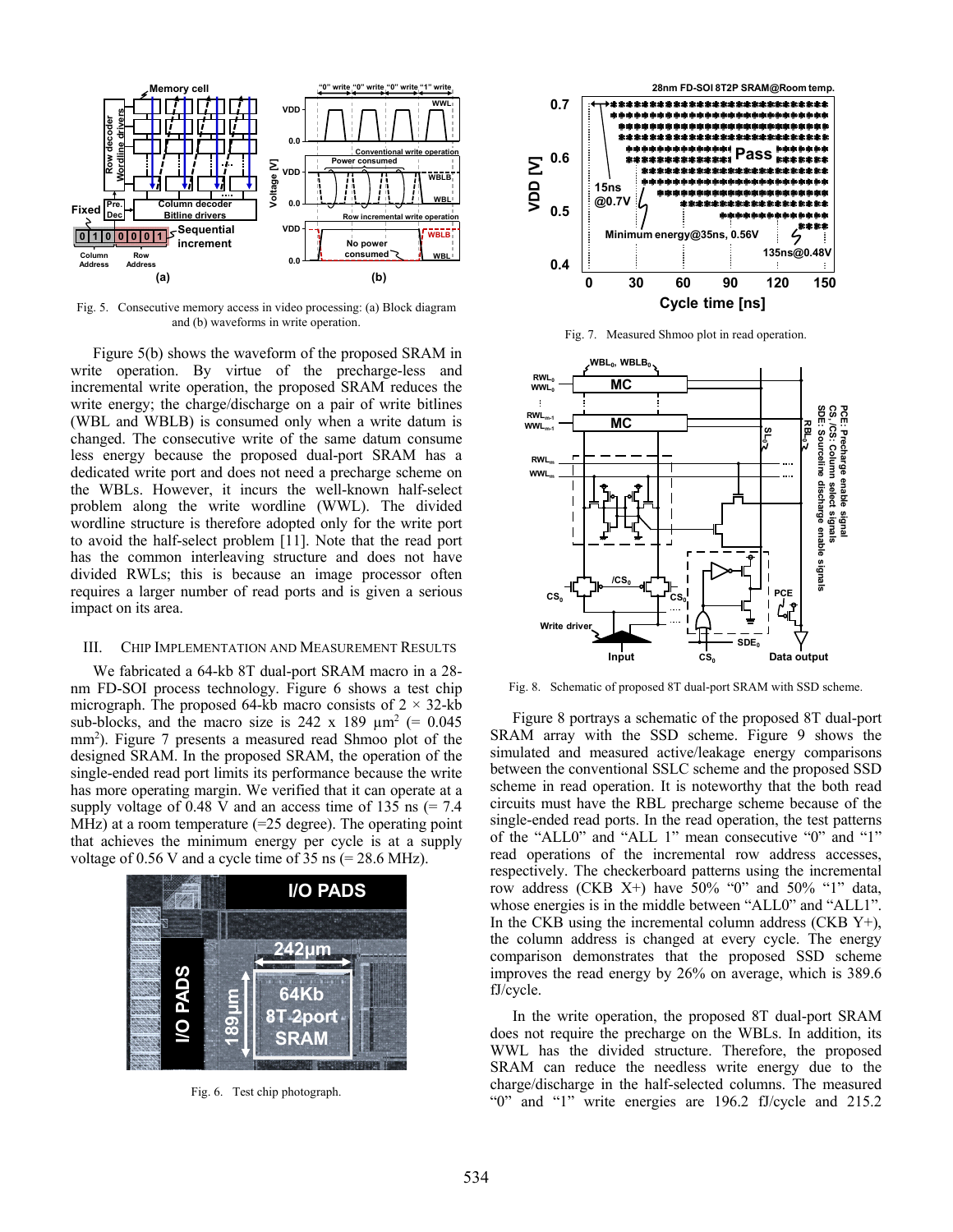Fig. 5. Consecutive memory access in video processing: (a) Block diagram and (b) waveforms in write operation.

Figure 5(b) shows the waveform of the proposed SRAM in write operation. By virtue of the precharge-less and incremental write operation, the proposed SRAM reduces the write energy; the charge/discharge on a pair of write bitlines (WBL and WBLB) is consumed only when a write datum is changed. The consecutive write of the same datum consume less energy because the proposed dual-port SRAM has a dedicated write port and does not need a precharge scheme on the WBLs. However, it incurs the well-known half-select problem along the write wordline (WWL). The divided wordline structure is therefore adopted only for the write port to avoid the half-select problem [11]. Note that the read port has the common interleaving structure and does not have divided RWLs; this is because an image processor often requires a larger number of read ports and is given a serious impact on its area.

## III. Chip Implementation and Measurement Results

We fabricated a 64-kb 8T dual-port SRAM macro in a 28-nm FD-SOI process technology. Figure 6 shows a test chip micrograph. The proposed 64-kb macro consists of $2 \times 32$-kb sub-blocks, and the macro size is 242 x 189 $\mu m^2$ (= 0.045 $mm^2$). Figure 7 presents a measured read Shmoo plot of the designed SRAM. In the proposed SRAM, the operation of the single-ended read port limits its performance because the write has more operating margin. We verified that it can operate at a supply voltage of 0.48 V and an access time of 135 ns (= 7.4 MHz) at a room temperature (=25 degree). The operating point that achieves the minimum energy per cycle is at a supply voltage of 0.56 V and a cycle time of 35 ns (= 28.6 MHz).

Fig. 6. Test chip photograph.

Fig. 7. Measured Shmoo plot in read operation.

Fig. 8. Schematic of proposed 8T dual-port SRAM with SSD scheme.

Figure 8 portrays a schematic of the proposed 8T dual-port SRAM array with the SSD scheme. Figure 9 shows the simulated and measured active/leakage energy comparisons between the conventional SSLC scheme and the proposed SSD scheme in read operation. It is noteworthy that the both read circuits must have the RBL precharge scheme because of the single-ended read ports. In the read operation, the test patterns of the "ALL0" and "ALL 1" mean consecutive "0" and "1" read operations of the incremental row address accesses, respectively. The checkerboard patterns using the incremental row address (CKB X+) have 50% "0" and 50% "1" data, whose energies is in the middle between "ALL0" and "ALL1". In the CKB using the incremental column address (CKB Y+), the column address is changed at every cycle. The energy comparison demonstrates that the proposed SSD scheme improves the read energy by 26% on average, which is 389.6 fJ/cycle.

In the write operation, the proposed 8T dual-port SRAM does not require the precharge on the WBLs. In addition, its WWL has the divided structure. Therefore, the proposed SRAM can reduce the needless write energy due to the charge/discharge in the half-selected columns. The measured "0" and "1" write energies are 196.2 fJ/cycle and 215.2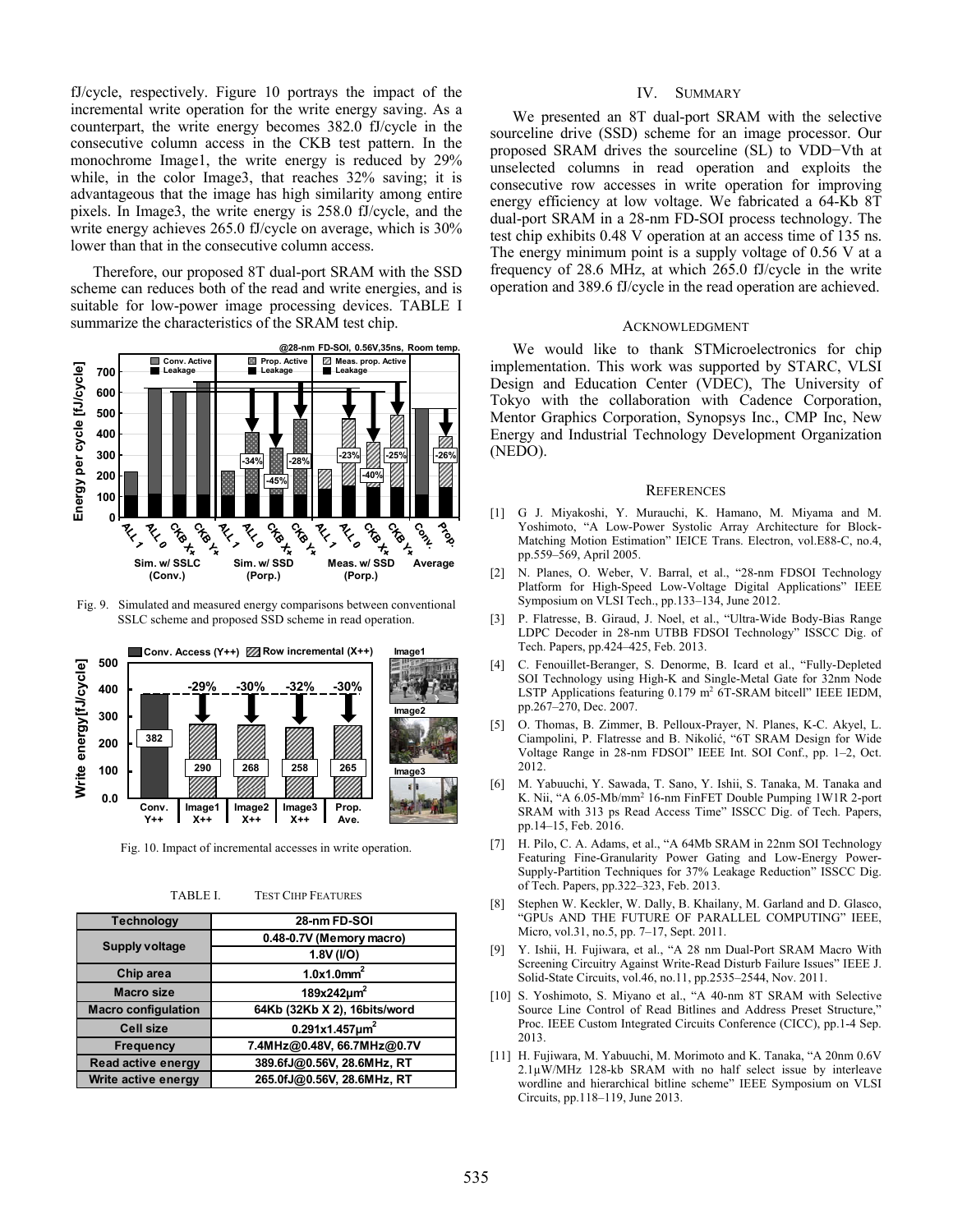fJ/cycle, respectively. Figure 10 portrays the impact of the incremental write operation for the write energy saving. As a counterpart, the write energy becomes 382.0 fJ/cycle in the consecutive column access in the CKB test pattern. In the monochrome Image1, the write energy is reduced by 29% while, in the color Image3, that reaches 32% saving; it is advantageous that the image has high similarity among entire pixels. In Image3, the write energy is 258.0 fJ/cycle, and the write energy achieves 265.0 fJ/cycle on average, which is 30% lower than that in the consecutive column access.

Therefore, our proposed 8T dual-port SRAM with the SSD scheme can reduces both of the read and write energies, and is suitable for low-power image processing devices. TABLE I summarize the characteristics of the SRAM test chip.

@28-nm FD-SOI, 0.56V,35ns, Room temp.

Conv. Active / Leakage; Prop. Active / Leakage; Meas. prop. Active / Leakage

Energy per cycle [fJ/cycle]

0, 100, 200, 300, 400, 500, 600, 700

-34%, -45%, -28%, -23%, -40%, -25%, -26%

ALL 1, ALL 0, CKB X+, CKB Y+, ALL 1, ALL 0, CKB X+, CKB Y+, ALL 1, ALL 0, CKB X+, CKB Y+, Conv., Prop.

Sim. w/ SSLC (Conv.) | Sim. w/ SSD (Porp.) | Meas. w/ SSD (Porp.) | Average

Fig. 9. Simulated and measured energy comparisons between conventional SSLC scheme and proposed SSD scheme in read operation.

Conv. Access (Y++) / Row incremental (X++)

Write energy[fJ/cycle]

0.0, 100, 200, 300, 400, 500

-29%, -30%, -32%, -30%

382, 290, 268, 258, 265

Conv. Y++, Image1 X++, Image2 X++, Image3 X++, Prop. Ave.

Image1, Image2, Image3

Fig. 10. Impact of incremental accesses in write operation.

TABLE I. TEST CIHP FEATURES

| | |
|---|---|
| **Technology** | **28-nm FD-SOI** |
| **Supply voltage** | **0.48-0.7V (Memory macro)** |
| | **1.8V (I/O)** |
| **Chip area** | **1.0x1.0mm$^2$** |
| **Macro size** | **189x242μm$^2$** |
| **Macro configulation** | **64Kb (32Kb X 2), 16bits/word** |
| **Cell size** | **0.291x1.457μm$^2$** |
| **Frequency** | **7.4MHz@0.48V, 66.7MHz@0.7V** |
| **Read active energy** | **389.6fJ@0.56V, 28.6MHz, RT** |
| **Write active energy** | **265.0fJ@0.56V, 28.6MHz, RT** |

## IV. SUMMARY

We presented an 8T dual-port SRAM with the selective sourceline drive (SSD) scheme for an image processor. Our proposed SRAM drives the sourceline (SL) to VDD−Vth at unselected columns in read operation and exploits the consecutive row accesses in write operation for improving energy efficiency at low voltage. We fabricated a 64-Kb 8T dual-port SRAM in a 28-nm FD-SOI process technology. The test chip exhibits 0.48 V operation at an access time of 135 ns. The energy minimum point is a supply voltage of 0.56 V at a frequency of 28.6 MHz, at which 265.0 fJ/cycle in the write operation and 389.6 fJ/cycle in the read operation are achieved.

## ACKNOWLEDGMENT

We would like to thank STMicroelectronics for chip implementation. This work was supported by STARC, VLSI Design and Education Center (VDEC), The University of Tokyo with the collaboration with Cadence Corporation, Mentor Graphics Corporation, Synopsys Inc., CMP Inc, New Energy and Industrial Technology Development Organization (NEDO).

## REFERENCES

[1] G J. Miyakoshi, Y. Murauchi, K. Hamano, M. Miyama and M. Yoshimoto, "A Low-Power Systolic Array Architecture for Block-Matching Motion Estimation" IEICE Trans. Electron, vol.E88-C, no.4, pp.559–569, April 2005.

[2] N. Planes, O. Weber, V. Barral, et al., "28-nm FDSOI Technology Platform for High-Speed Low-Voltage Digital Applications" IEEE Symposium on VLSI Tech., pp.133–134, June 2012.

[3] P. Flatresse, B. Giraud, J. Noel, et al., "Ultra-Wide Body-Bias Range LDPC Decoder in 28-nm UTBB FDSOI Technology" ISSCC Dig. of Tech. Papers, pp.424–425, Feb. 2013.

[4] C. Fenouillet-Beranger, S. Denorme, B. Icard et al., "Fully-Depleted SOI Technology using High-K and Single-Metal Gate for 32nm Node LSTP Applications featuring 0.179 m$^2$ 6T-SRAM bitcell" IEEE IEDM, pp.267–270, Dec. 2007.

[5] O. Thomas, B. Zimmer, B. Pelloux-Prayer, N. Planes, K-C. Akyel, L. Ciampolini, P. Flatresse and B. Nikolić, "6T SRAM Design for Wide Voltage Range in 28-nm FDSOI" IEEE Int. SOI Conf., pp. 1–2, Oct. 2012.

[6] M. Yabuuchi, Y. Sawada, T. Sano, Y. Ishii, S. Tanaka, M. Tanaka and K. Nii, "A 6.05-Mb/mm$^2$ 16-nm FinFET Double Pumping 1W1R 2-port SRAM with 313 ps Read Access Time" ISSCC Dig. of Tech. Papers, pp.14–15, Feb. 2016.

[7] H. Pilo, C. A. Adams, et al., "A 64Mb SRAM in 22nm SOI Technology Featuring Fine-Granularity Power Gating and Low-Energy Power-Supply-Partition Techniques for 37% Leakage Reduction" ISSCC Dig. of Tech. Papers, pp.322–323, Feb. 2013.

[8] Stephen W. Keckler, W. Dally, B. Khailany, M. Garland and D. Glasco, "GPUs AND THE FUTURE OF PARALLEL COMPUTING" IEEE, Micro, vol.31, no.5, pp. 7–17, Sept. 2011.

[9] Y. Ishii, H. Fujiwara, et al., "A 28 nm Dual-Port SRAM Macro With Screening Circuitry Against Write-Read Disturb Failure Issues" IEEE J. Solid-State Circuits, vol.46, no.11, pp.2535–2544, Nov. 2011.

[10] S. Yoshimoto, S. Miyano et al., "A 40-nm 8T SRAM with Selective Source Line Control of Read Bitlines and Address Preset Structure," Proc. IEEE Custom Integrated Circuits Conference (CICC), pp.1-4 Sep. 2013.

[11] H. Fujiwara, M. Yabuuchi, M. Morimoto and K. Tanaka, "A 20nm 0.6V 2.1μW/MHz 128-kb SRAM with no half select issue by interleave wordline and hierarchical bitline scheme" IEEE Symposium on VLSI Circuits, pp.118–119, June 2013.